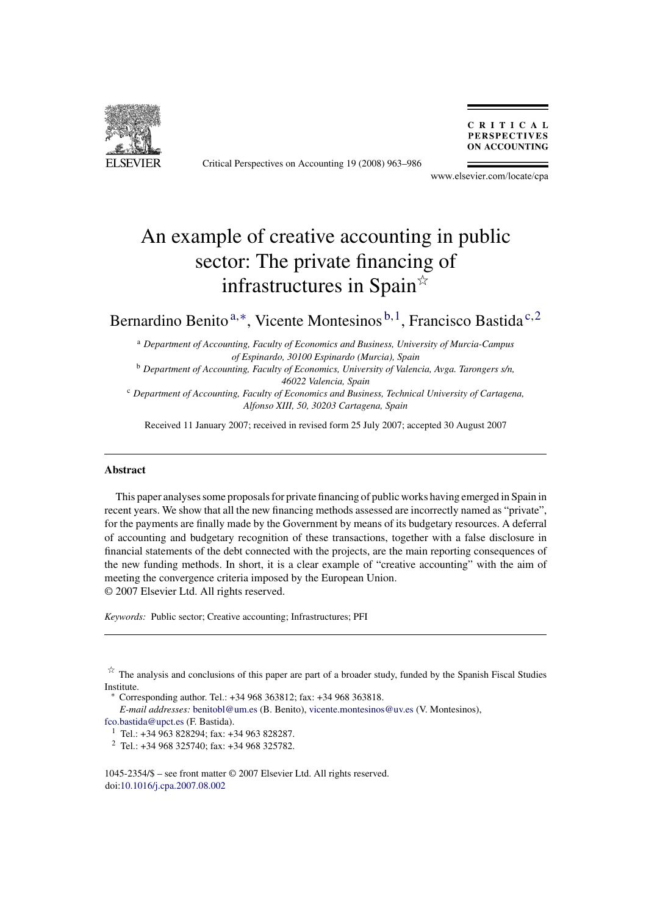# An example of creative accounting in public sector: The private financing of infrastructures in Spain[☆]

Bernardino Benito[a,*], Vicente Montesinos[b,1], Francisco Bastida[c,2]

[a] *Department of Accounting, Faculty of Economics and Business, University of Murcia-Campus of Espinardo, 30100 Espinardo (Murcia), Spain*

[b] *Department of Accounting, Faculty of Economics, University of Valencia, Avga. Tarongers s/n, 46022 Valencia, Spain*

[c] *Department of Accounting, Faculty of Economics and Business, Technical University of Cartagena, Alfonso XIII, 50, 30203 Cartagena, Spain*

Received 11 January 2007; received in revised form 25 July 2007; accepted 30 August 2007

## Abstract

This paper analyses some proposals for private financing of public works having emerged in Spain in recent years. We show that all the new financing methods assessed are incorrectly named as "private", for the payments are finally made by the Government by means of its budgetary resources. A deferral of accounting and budgetary recognition of these transactions, together with a false disclosure in financial statements of the debt connected with the projects, are the main reporting consequences of the new funding methods. In short, it is a clear example of "creative accounting" with the aim of meeting the convergence criteria imposed by the European Union.
© 2007 Elsevier Ltd. All rights reserved.

*Keywords:* Public sector; Creative accounting; Infrastructures; PFI

---

[☆] The analysis and conclusions of this paper are part of a broader study, funded by the Spanish Fiscal Studies Institute.

[*] Corresponding author. Tel.: +34 968 363812; fax: +34 968 363818.
*E-mail addresses:* benitobl@um.es (B. Benito), vicente.montesinos@uv.es (V. Montesinos), fco.bastida@upct.es (F. Bastida).

[1] Tel.: +34 963 828294; fax: +34 963 828287.

[2] Tel.: +34 968 325740; fax: +34 968 325782.

1045-2354/$ – see front matter © 2007 Elsevier Ltd. All rights reserved.
doi:10.1016/j.cpa.2007.08.002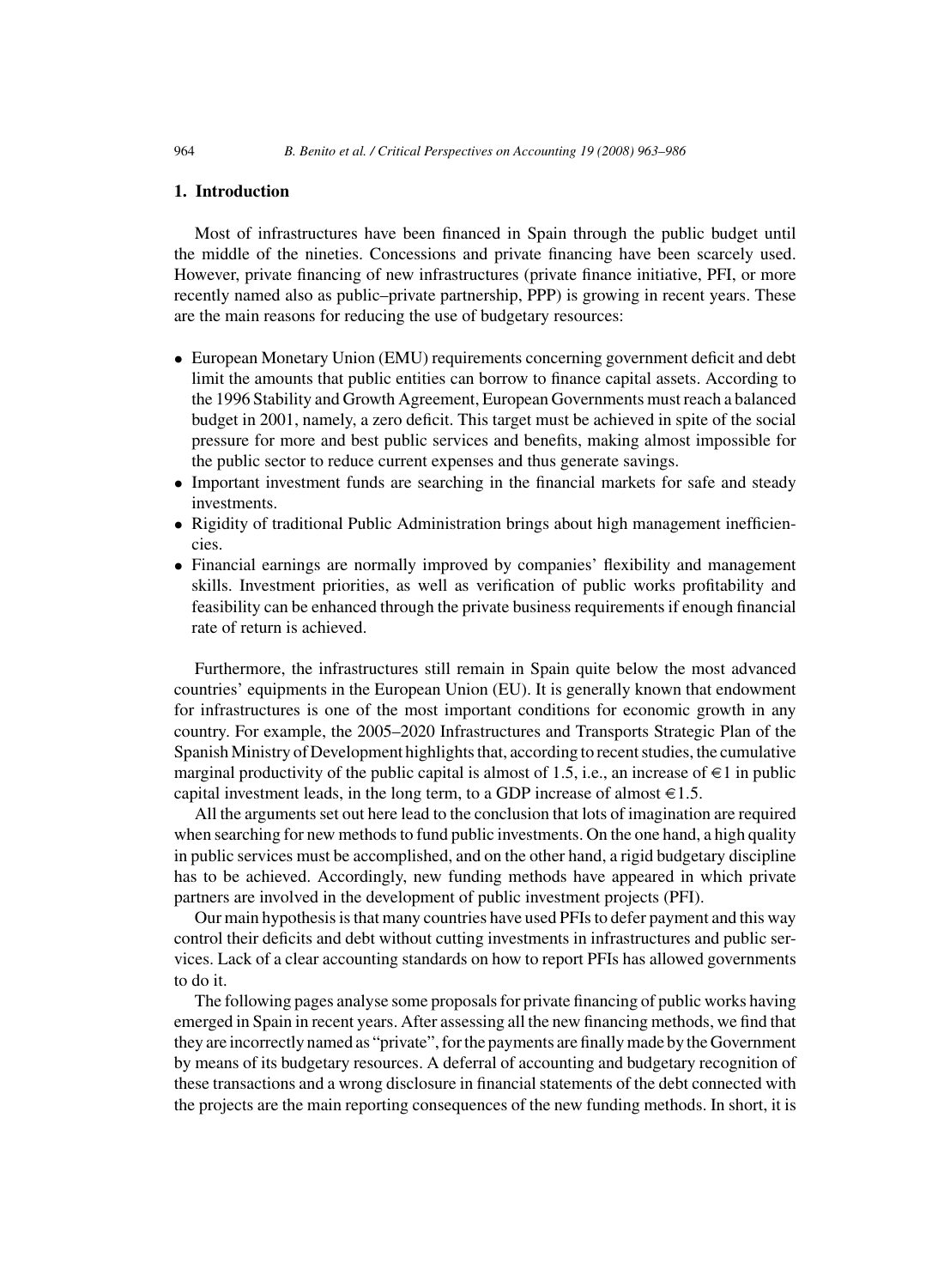## 1. Introduction

Most of infrastructures have been financed in Spain through the public budget until the middle of the nineties. Concessions and private financing have been scarcely used. However, private financing of new infrastructures (private finance initiative, PFI, or more recently named also as public–private partnership, PPP) is growing in recent years. These are the main reasons for reducing the use of budgetary resources:

- European Monetary Union (EMU) requirements concerning government deficit and debt limit the amounts that public entities can borrow to finance capital assets. According to the 1996 Stability and Growth Agreement, European Governments must reach a balanced budget in 2001, namely, a zero deficit. This target must be achieved in spite of the social pressure for more and best public services and benefits, making almost impossible for the public sector to reduce current expenses and thus generate savings.
- Important investment funds are searching in the financial markets for safe and steady investments.
- Rigidity of traditional Public Administration brings about high management inefficiencies.
- Financial earnings are normally improved by companies' flexibility and management skills. Investment priorities, as well as verification of public works profitability and feasibility can be enhanced through the private business requirements if enough financial rate of return is achieved.

Furthermore, the infrastructures still remain in Spain quite below the most advanced countries' equipments in the European Union (EU). It is generally known that endowment for infrastructures is one of the most important conditions for economic growth in any country. For example, the 2005–2020 Infrastructures and Transports Strategic Plan of the Spanish Ministry of Development highlights that, according to recent studies, the cumulative marginal productivity of the public capital is almost of 1.5, i.e., an increase of €1 in public capital investment leads, in the long term, to a GDP increase of almost €1.5.

All the arguments set out here lead to the conclusion that lots of imagination are required when searching for new methods to fund public investments. On the one hand, a high quality in public services must be accomplished, and on the other hand, a rigid budgetary discipline has to be achieved. Accordingly, new funding methods have appeared in which private partners are involved in the development of public investment projects (PFI).

Our main hypothesis is that many countries have used PFIs to defer payment and this way control their deficits and debt without cutting investments in infrastructures and public services. Lack of a clear accounting standards on how to report PFIs has allowed governments to do it.

The following pages analyse some proposals for private financing of public works having emerged in Spain in recent years. After assessing all the new financing methods, we find that they are incorrectly named as "private", for the payments are finally made by the Government by means of its budgetary resources. A deferral of accounting and budgetary recognition of these transactions and a wrong disclosure in financial statements of the debt connected with the projects are the main reporting consequences of the new funding methods. In short, it is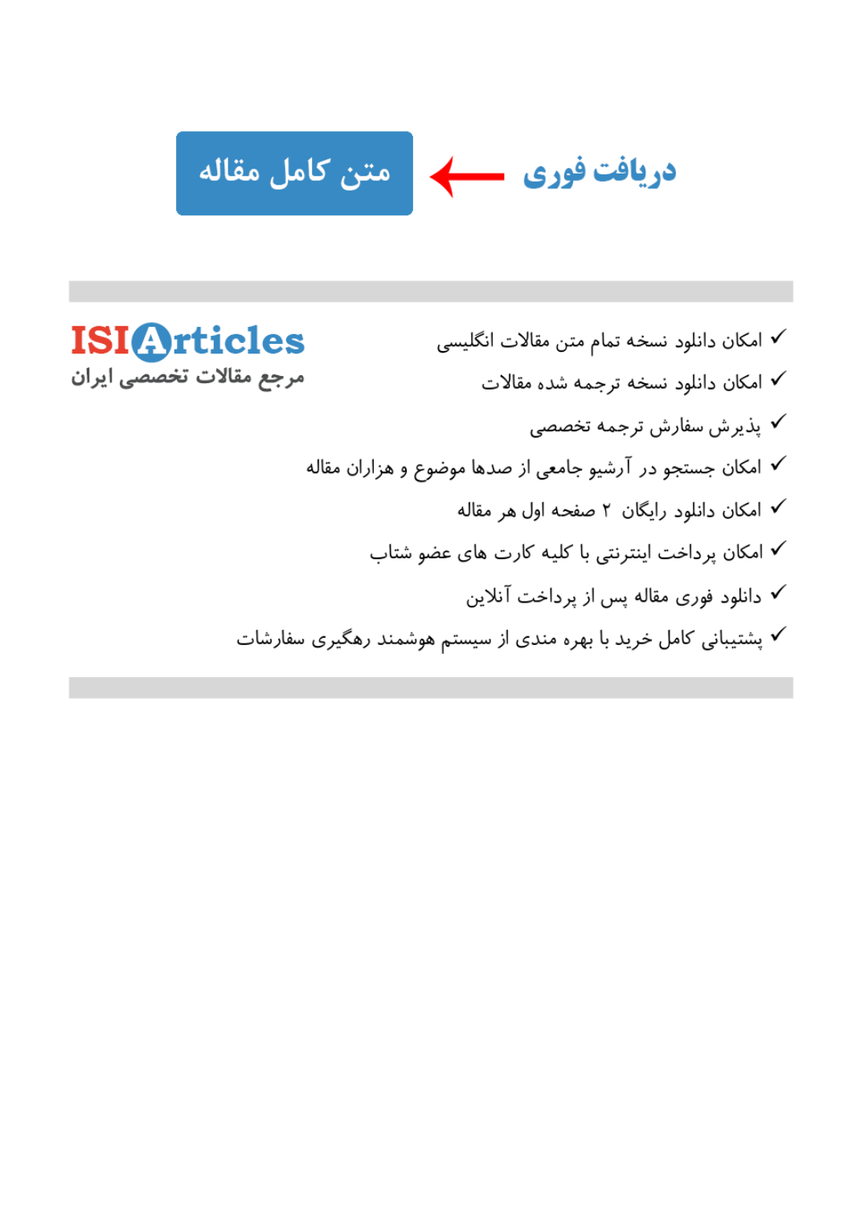دریافت فوری ← **متن کامل مقاله**

**ISIArticles**
مرجع مقالات تخصصی ایران

- ✓ امکان دانلود نسخه تمام متن مقالات انگلیسی
- ✓ امکان دانلود نسخه ترجمه شده مقالات
- ✓ پذیرش سفارش ترجمه تخصصی
- ✓ امکان جستجو در آرشیو جامعی از صدها موضوع و هزاران مقاله
- ✓ امکان دانلود رایگان ۲ صفحه اول هر مقاله
- ✓ امکان پرداخت اینترنتی با کلیه کارت های عضو شتاب
- ✓ دانلود فوری مقاله پس از پرداخت آنلاین
- ✓ پشتیبانی کامل خرید با بهره مندی از سیستم هوشمند رهگیری سفارشات